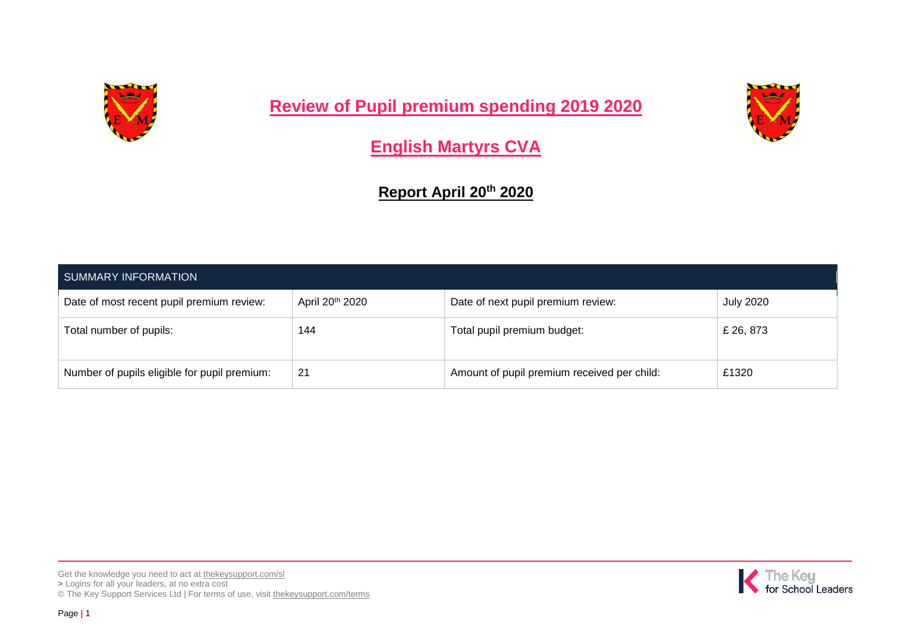# Review of Pupil premium spending 2019 2020

## English Martyrs CVA

### Report April 20th 2020

| SUMMARY INFORMATION | | | |
|---|---|---|---|
| Date of most recent pupil premium review: | April 20th 2020 | Date of next pupil premium review: | July 2020 |
| Total number of pupils: | 144 | Total pupil premium budget: | £ 26, 873 |
| Number of pupils eligible for pupil premium: | 21 | Amount of pupil premium received per child: | £1320 |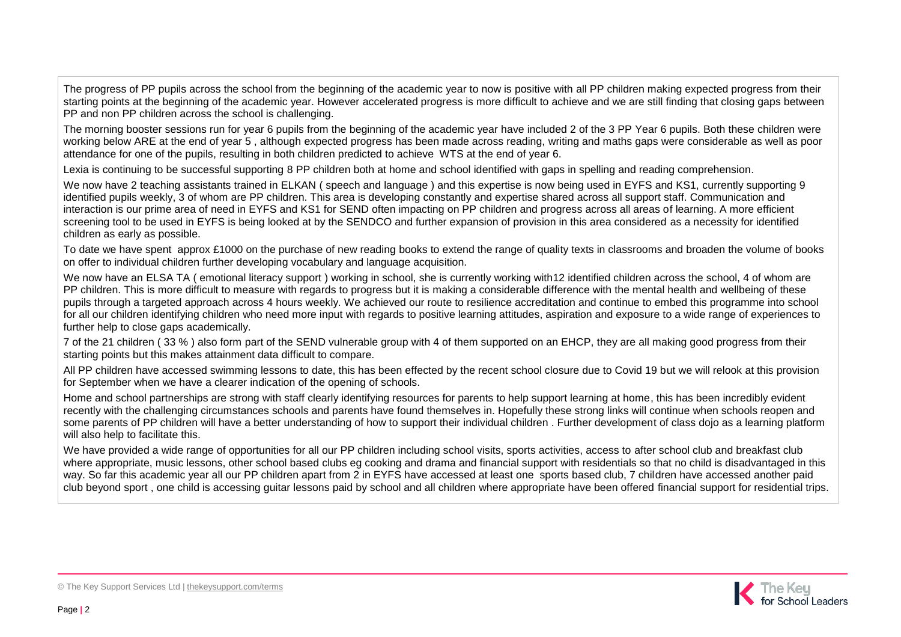The progress of PP pupils across the school from the beginning of the academic year to now is positive with all PP children making expected progress from their starting points at the beginning of the academic year. However accelerated progress is more difficult to achieve and we are still finding that closing gaps between PP and non PP children across the school is challenging.

The morning booster sessions run for year 6 pupils from the beginning of the academic year have included 2 of the 3 PP Year 6 pupils. Both these children were working below ARE at the end of year 5 , although expected progress has been made across reading, writing and maths gaps were considerable as well as poor attendance for one of the pupils, resulting in both children predicted to achieve WTS at the end of year 6.

Lexia is continuing to be successful supporting 8 PP children both at home and school identified with gaps in spelling and reading comprehension.

We now have 2 teaching assistants trained in ELKAN ( speech and language ) and this expertise is now being used in EYFS and KS1, currently supporting 9 identified pupils weekly, 3 of whom are PP children. This area is developing constantly and expertise shared across all support staff. Communication and interaction is our prime area of need in EYFS and KS1 for SEND often impacting on PP children and progress across all areas of learning. A more efficient screening tool to be used in EYFS is being looked at by the SENDCO and further expansion of provision in this area considered as a necessity for identified children as early as possible.

To date we have spent approx £1000 on the purchase of new reading books to extend the range of quality texts in classrooms and broaden the volume of books on offer to individual children further developing vocabulary and language acquisition.

We now have an ELSA TA ( emotional literacy support ) working in school, she is currently working with12 identified children across the school, 4 of whom are PP children. This is more difficult to measure with regards to progress but it is making a considerable difference with the mental health and wellbeing of these pupils through a targeted approach across 4 hours weekly. We achieved our route to resilience accreditation and continue to embed this programme into school for all our children identifying children who need more input with regards to positive learning attitudes, aspiration and exposure to a wide range of experiences to further help to close gaps academically.

7 of the 21 children ( 33 % ) also form part of the SEND vulnerable group with 4 of them supported on an EHCP, they are all making good progress from their starting points but this makes attainment data difficult to compare.

All PP children have accessed swimming lessons to date, this has been effected by the recent school closure due to Covid 19 but we will relook at this provision for September when we have a clearer indication of the opening of schools.

Home and school partnerships are strong with staff clearly identifying resources for parents to help support learning at home, this has been incredibly evident recently with the challenging circumstances schools and parents have found themselves in. Hopefully these strong links will continue when schools reopen and some parents of PP children will have a better understanding of how to support their individual children . Further development of class dojo as a learning platform will also help to facilitate this.

We have provided a wide range of opportunities for all our PP children including school visits, sports activities, access to after school club and breakfast club where appropriate, music lessons, other school based clubs eg cooking and drama and financial support with residentials so that no child is disadvantaged in this way. So far this academic year all our PP children apart from 2 in EYFS have accessed at least one sports based club, 7 children have accessed another paid club beyond sport , one child is accessing guitar lessons paid by school and all children where appropriate have been offered financial support for residential trips.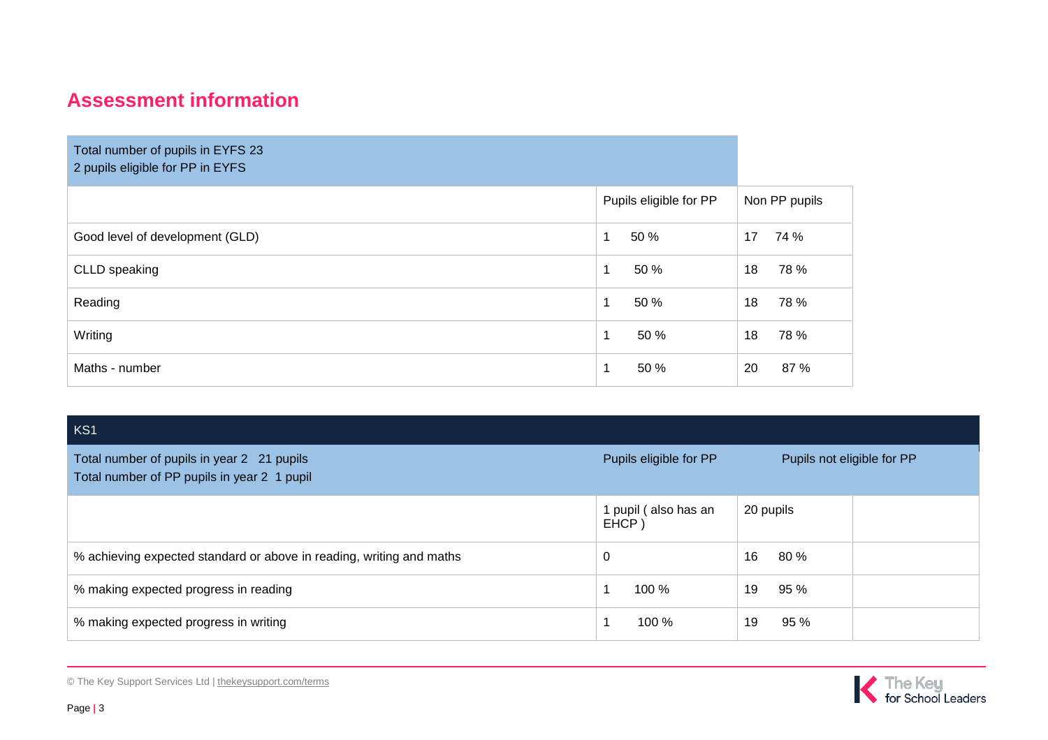## Assessment information

| Total number of pupils in EYFS 23<br>2 pupils eligible for PP in EYFS | | |
|---|---|---|
| | Pupils eligible for PP | Non PP pupils |
| Good level of development (GLD) | 1 50 % | 17 74 % |
| CLLD speaking | 1 50 % | 18 78 % |
| Reading | 1 50 % | 18 78 % |
| Writing | 1 50 % | 18 78 % |
| Maths - number | 1 50 % | 20 87 % |

| KS1 | | | |
|---|---|---|---|
| Total number of pupils in year 2 21 pupils<br>Total number of PP pupils in year 2 1 pupil | Pupils eligible for PP | Pupils not eligible for PP | |
| | 1 pupil ( also has an EHCP ) | 20 pupils | |
| % achieving expected standard or above in reading, writing and maths | 0 | 16 80 % | |
| % making expected progress in reading | 1 100 % | 19 95 % | |
| % making expected progress in writing | 1 100 % | 19 95 % | |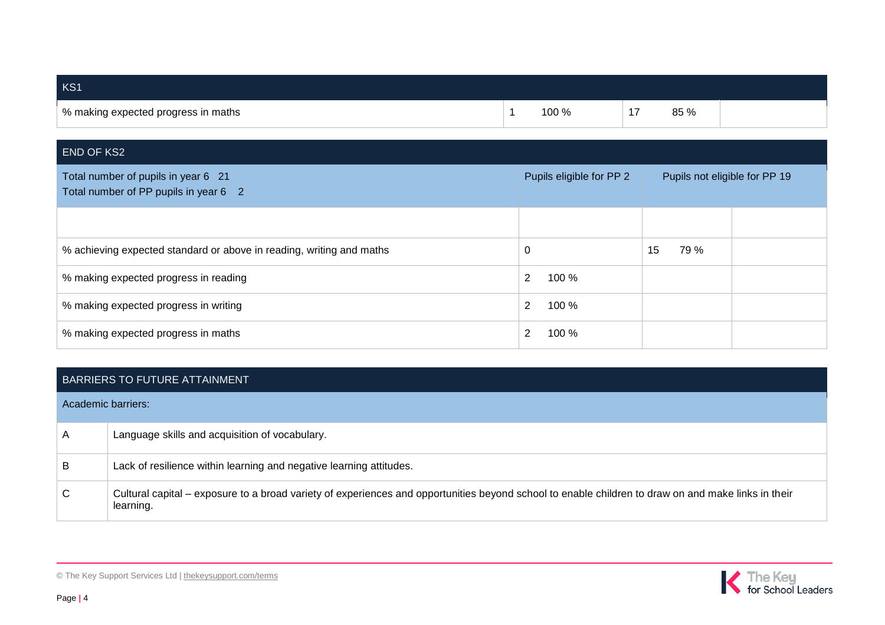| KS1 | | | | | |
|---|---|---|---|---|---|
| % making expected progress in maths | 1 | 100 % | 17 | 85 % | |

| END OF KS2 | | | |
|---|---|---|---|
| Total number of pupils in year 6 21<br>Total number of PP pupils in year 6 2 | Pupils eligible for PP 2 | Pupils not eligible for PP 19 | |
| | | | |
| % achieving expected standard or above in reading, writing and maths | 0 | 15 79 % | |
| % making expected progress in reading | 2 100 % | | |
| % making expected progress in writing | 2 100 % | | |
| % making expected progress in maths | 2 100 % | | |

| BARRIERS TO FUTURE ATTAINMENT | |
|---|---|
| Academic barriers: | |
| A | Language skills and acquisition of vocabulary. |
| B | Lack of resilience within learning and negative learning attitudes. |
| C | Cultural capital – exposure to a broad variety of experiences and opportunities beyond school to enable children to draw on and make links in their learning. |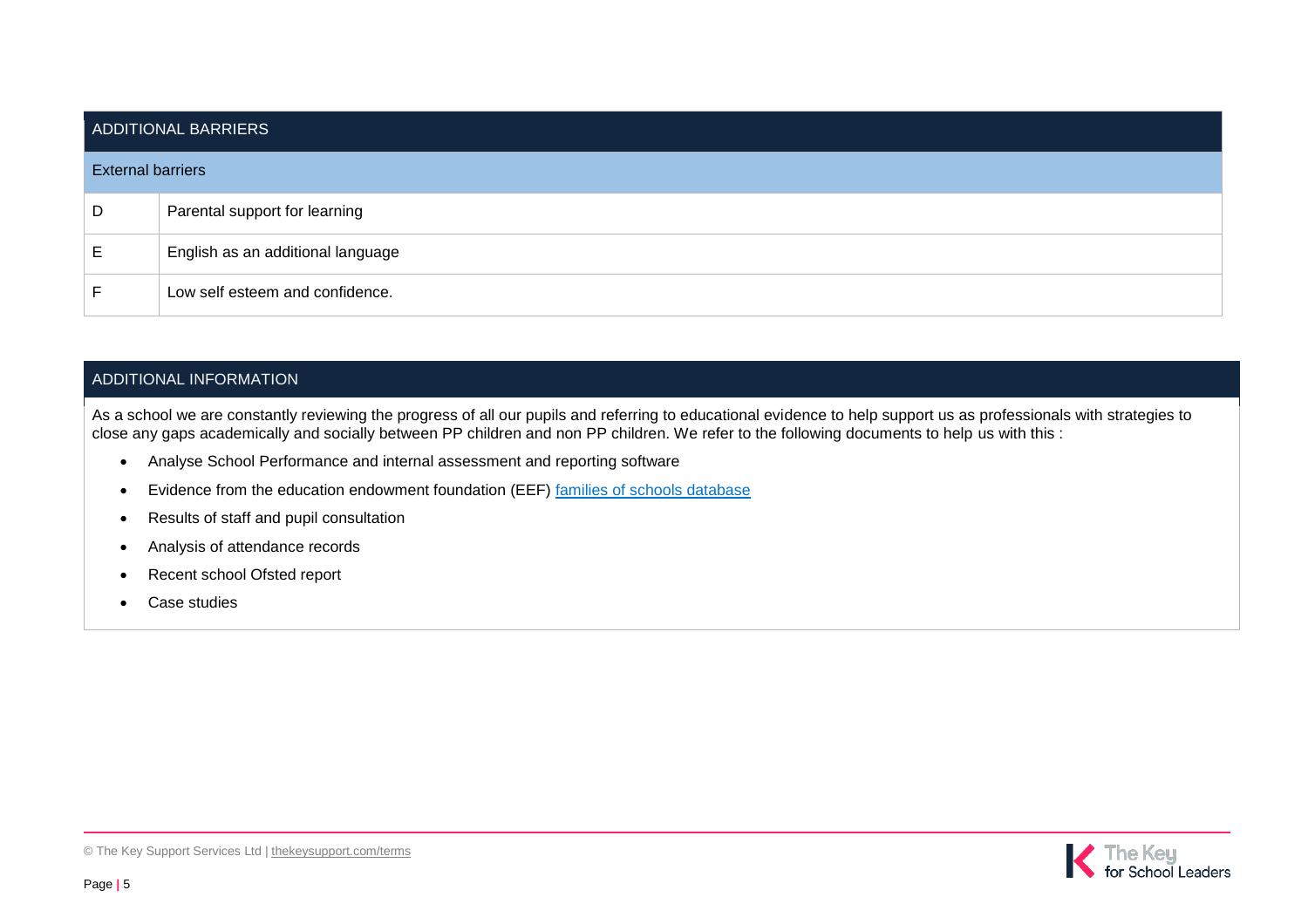| ADDITIONAL BARRIERS | |
|---|---|
| **External barriers** | |
| D | Parental support for learning |
| E | English as an additional language |
| F | Low self esteem and confidence. |

## ADDITIONAL INFORMATION

As a school we are constantly reviewing the progress of all our pupils and referring to educational evidence to help support us as professionals with strategies to close any gaps academically and socially between PP children and non PP children. We refer to the following documents to help us with this :

- Analyse School Performance and internal assessment and reporting software
- Evidence from the education endowment foundation (EEF) [families of schools database]
- Results of staff and pupil consultation
- Analysis of attendance records
- Recent school Ofsted report
- Case studies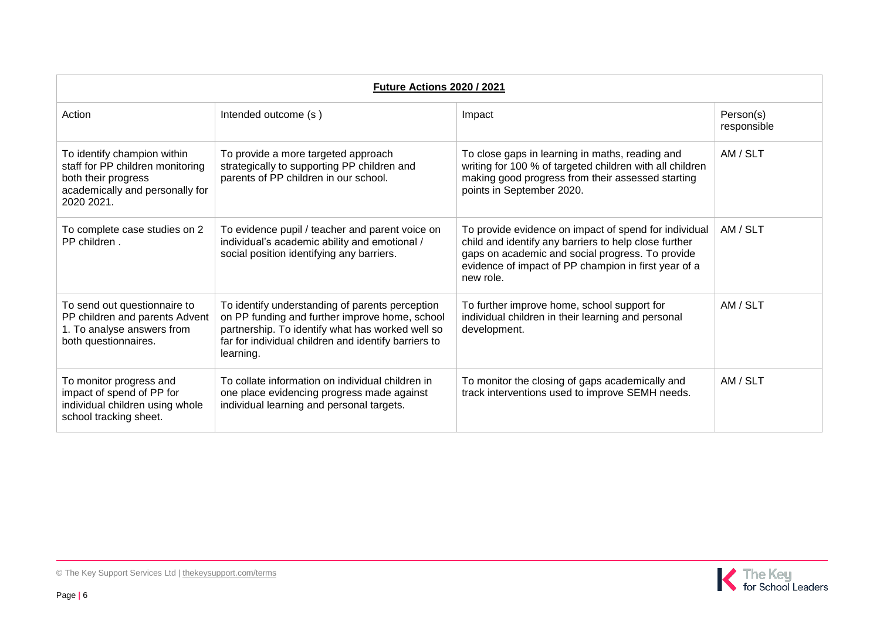| **Future Actions 2020 / 2021** | | | |
|---|---|---|---|
| Action | Intended outcome (s ) | Impact | Person(s) responsible |
| To identify champion within staff for PP children monitoring both their progress academically and personally for 2020 2021. | To provide a more targeted approach strategically to supporting PP children and parents of PP children in our school. | To close gaps in learning in maths, reading and writing for 100 % of targeted children with all children making good progress from their assessed starting points in September 2020. | AM / SLT |
| To complete case studies on 2 PP children . | To evidence pupil / teacher and parent voice on individual's academic ability and emotional / social position identifying any barriers. | To provide evidence on impact of spend for individual child and identify any barriers to help close further gaps on academic and social progress. To provide evidence of impact of PP champion in first year of a new role. | AM / SLT |
| To send out questionnaire to PP children and parents Advent 1. To analyse answers from both questionnaires. | To identify understanding of parents perception on PP funding and further improve home, school partnership. To identify what has worked well so far for individual children and identify barriers to learning. | To further improve home, school support for individual children in their learning and personal development. | AM / SLT |
| To monitor progress and impact of spend of PP for individual children using whole school tracking sheet. | To collate information on individual children in one place evidencing progress made against individual learning and personal targets. | To monitor the closing of gaps academically and track interventions used to improve SEMH needs. | AM / SLT |

© The Key Support Services Ltd | thekeysupport.com/terms